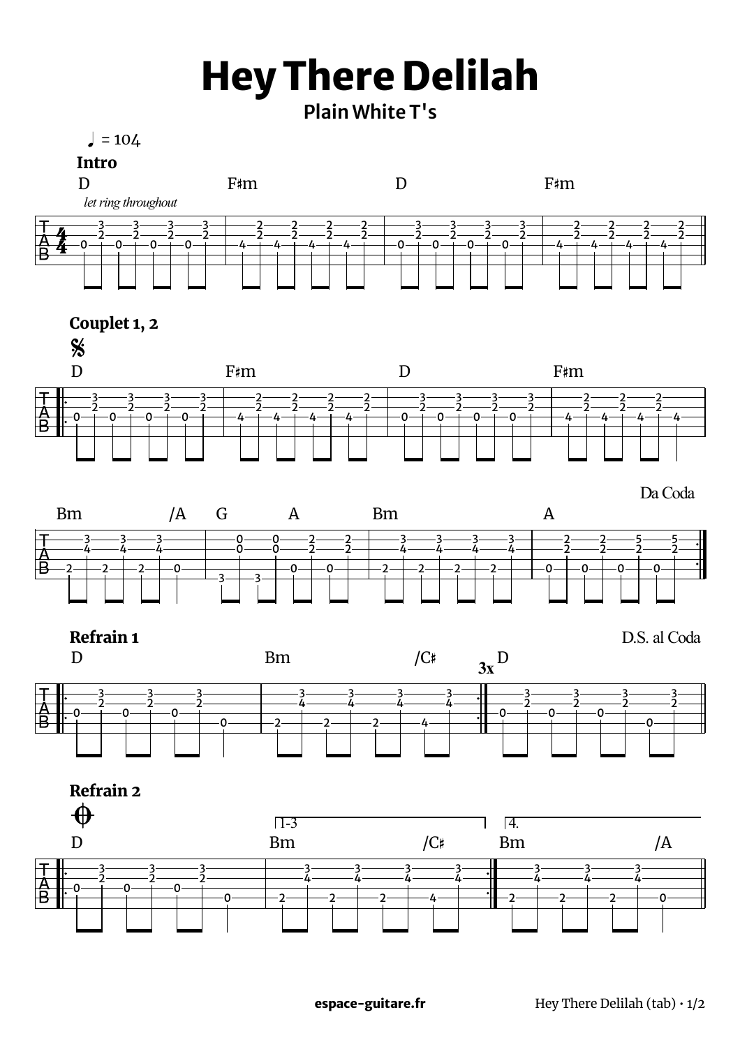# Hey There Delilah

**Plain White T's**

♩ = 104

**Intro**

D F♯m D F♯m

*let ring throughout*

```
e|-------------------|------------------|------------------|------------------|
B|--3---3---3---3----|--2---2---2---2---|--3---3---3---3---|--2---2---2---2---|
G|--2---2---2---2----|--2---2---2---2---|--2---2---2---2---|--2---2---2---2---|
D|0---0---0---0------|4---4---4---4-----|0---0---0---0-----|4---4---4---4-----|
A|-------------------|------------------|------------------|------------------|
E|-------------------|------------------|------------------|------------------|
```

**Couplet 1, 2**

𝄋

D F♯m D F♯m

```
e||-------------------|------------------|------------------|---------------|
B||.--3---3---3---3---|--2---2---2---2---|--3---3---3---3---|--2---2---2----|
G||---2---2---2---2---|--2---2---2---2---|--2---2---2---2---|--2---2---2----|
D||.0---0---0---0-----|4---4---4---4-----|0---0---0---0-----|4---4---4---4--|
A||-------------------|------------------|------------------|---------------|
E||-------------------|------------------|------------------|---------------|
```

Da Coda

Bm /A G A Bm A

```
e|-----------------|------------------|------------------|------------------||
B|--3---3---3------|--0---0---2---2---|--3---3---3---3---|--2---2---5---5--.||
G|--4---4---4------|--0---0---2---2---|--4---4---4---4---|--2---2---2---2---||
D|-----------------|----------0---0---|------------------|------------------||
A|2---2---2---0----|------------------|2---2---2---2-----|0---0---0---0----.||
E|-----------------|3---3-------------|------------------|------------------||
```

**Refrain 1**

D.S. al Coda

D Bm /C♯ D

3x

```
e||---------------------|-----------------------||--------------------|
B||.--3-----3-----3-----|---3-----3-----3-----3.||--3-----3-----3---3-|
G||---2-----2-----2-----|---4-----4-----4-----4-||--2-----2-----2---2-|
D||.0-----0-----0-------|-----------------------||0-----0-----0----0--|
A||-----------------0---|-2-----2-----2-----4--.||--------------------|
E||---------------------|-----------------------||--------------------|
```

**Refrain 2**

𝄌

D Bm /C♯ (1-3) Bm /A (4.)

```
e||---------------------|-----------------------||-------------------|
B||.--3-----3-----3-----|---3-----3-----3-----3.||--3-----3-----3----|
G||---2-----2-----2-----|---4-----4-----4-----4-||--4-----4-----4----|
D||.0-----0-----0-------|-----------------------||-------------------|
A||-----------------0---|-2-----2-----2-----4--.||2-----2-----2----0-|
E||---------------------|-----------------------||-------------------|
```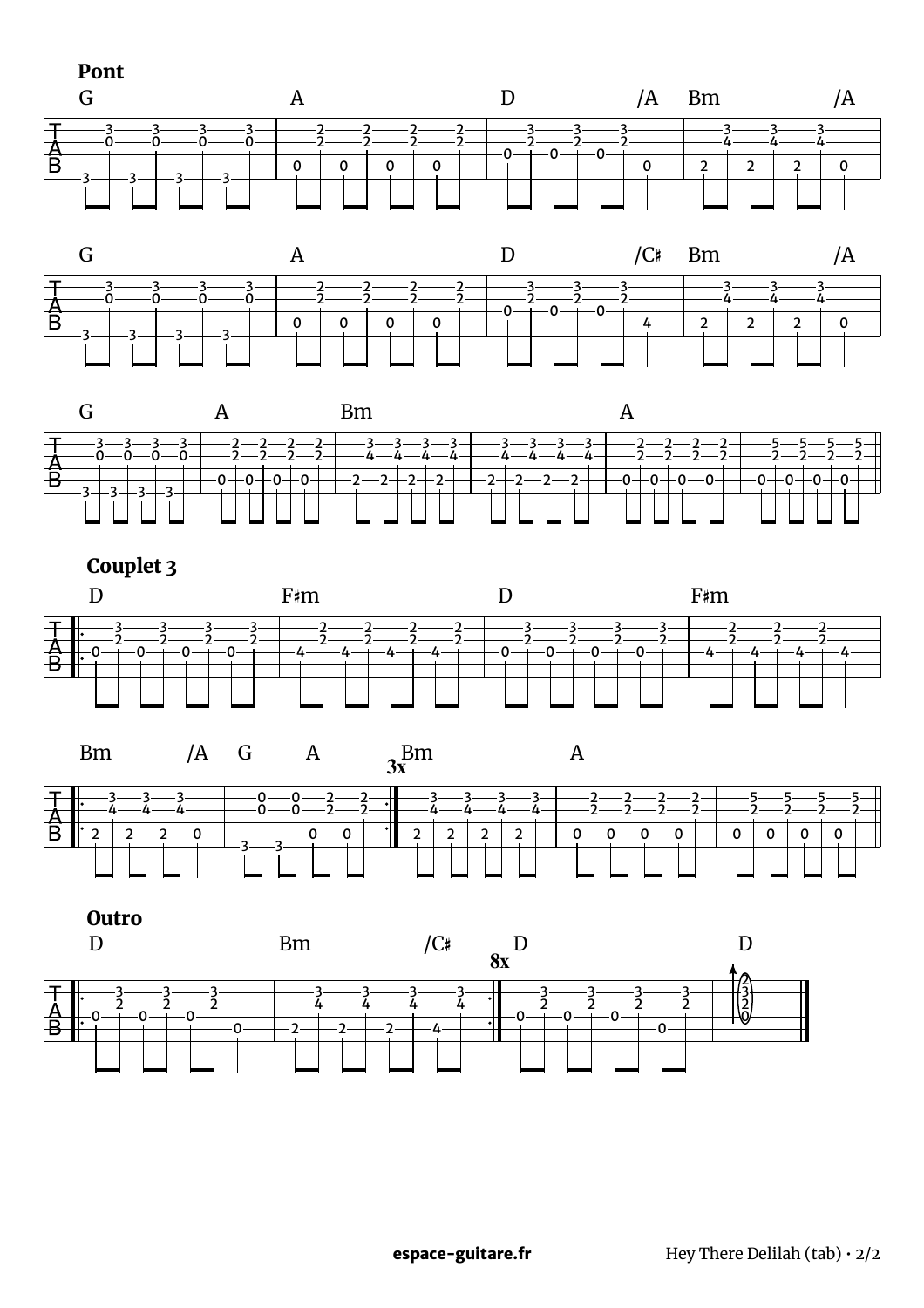## Pont

G A D /A Bm /A

G A D /C♯ Bm /A

G A Bm A

## Couplet 3

D F♯m D F♯m

Bm /A G A Bm A

3x

## Outro

D Bm /C♯ D D

8x